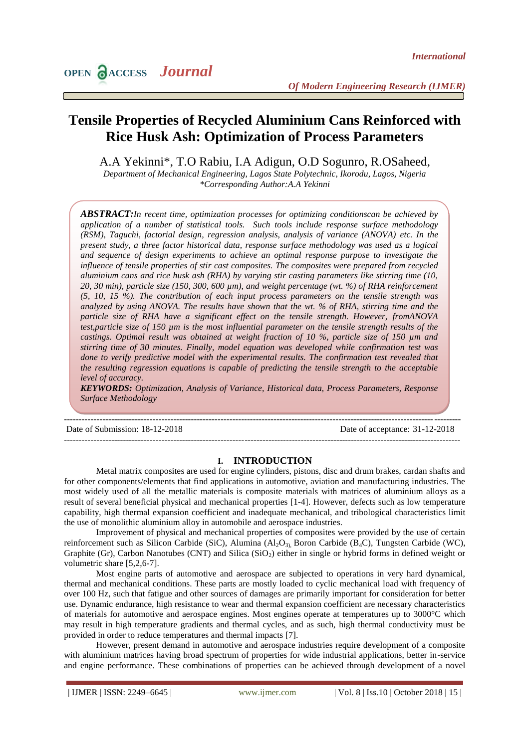# Tensile Properties of Recycled Aluminium Cans Reinforced with Rice Husk Ash: Optimization of Process Parameters

A.A Yekinni*, T.O Rabiu, I.A Adigun, O.D Sogunro, R.OSaheed,

*Department of Mechanical Engineering, Lagos State Polytechnic, Ikorodu, Lagos, Nigeria*
*\*Corresponding Author:A.A Yekinni*

***ABSTRACT:*** *In recent time, optimization processes for optimizing conditionscan be achieved by application of a number of statistical tools. Such tools include response surface methodology (RSM), Taguchi, factorial design, regression analysis, analysis of variance (ANOVA) etc. In the present study, a three factor historical data, response surface methodology was used as a logical and sequence of design experiments to achieve an optimal response purpose to investigate the influence of tensile properties of stir cast composites. The composites were prepared from recycled aluminium cans and rice husk ash (RHA) by varying stir casting parameters like stirring time (10, 20, 30 min), particle size (150, 300, 600 µm), and weight percentage (wt. %) of RHA reinforcement (5, 10, 15 %). The contribution of each input process parameters on the tensile strength was analyzed by using ANOVA. The results have shown that the wt. % of RHA, stirring time and the particle size of RHA have a significant effect on the tensile strength. However, fromANOVA test,particle size of 150 µm is the most influential parameter on the tensile strength results of the castings. Optimal result was obtained at weight fraction of 10 %, particle size of 150 µm and stirring time of 30 minutes. Finally, model equation was developed while confirmation test was done to verify predictive model with the experimental results. The confirmation test revealed that the resulting regression equations is capable of predicting the tensile strength to the acceptable level of accuracy.*

***KEYWORDS:*** *Optimization, Analysis of Variance, Historical data, Process Parameters, Response Surface Methodology*

---

Date of Submission: 18-12-2018 Date of acceptance: 31-12-2018

---

## I. INTRODUCTION

Metal matrix composites are used for engine cylinders, pistons, disc and drum brakes, cardan shafts and for other components/elements that find applications in automotive, aviation and manufacturing industries. The most widely used of all the metallic materials is composite materials with matrices of aluminium alloys as a result of several beneficial physical and mechanical properties [1-4]. However, defects such as low temperature capability, high thermal expansion coefficient and inadequate mechanical, and tribological characteristics limit the use of monolithic aluminium alloy in automobile and aerospace industries.

Improvement of physical and mechanical properties of composites were provided by the use of certain reinforcement such as Silicon Carbide (SiC), Alumina ($Al_2O_3$), Boron Carbide ($B_4C$), Tungsten Carbide (WC), Graphite (Gr), Carbon Nanotubes (CNT) and Silica ($SiO_2$) either in single or hybrid forms in defined weight or volumetric share [5,2,6-7].

Most engine parts of automotive and aerospace are subjected to operations in very hard dynamical, thermal and mechanical conditions. These parts are mostly loaded to cyclic mechanical load with frequency of over 100 Hz, such that fatigue and other sources of damages are primarily important for consideration for better use. Dynamic endurance, high resistance to wear and thermal expansion coefficient are necessary characteristics of materials for automotive and aerospace engines. Most engines operate at temperatures up to 3000°C which may result in high temperature gradients and thermal cycles, and as such, high thermal conductivity must be provided in order to reduce temperatures and thermal impacts [7].

However, present demand in automotive and aerospace industries require development of a composite with aluminium matrices having broad spectrum of properties for wide industrial applications, better in-service and engine performance. These combinations of properties can be achieved through development of a novel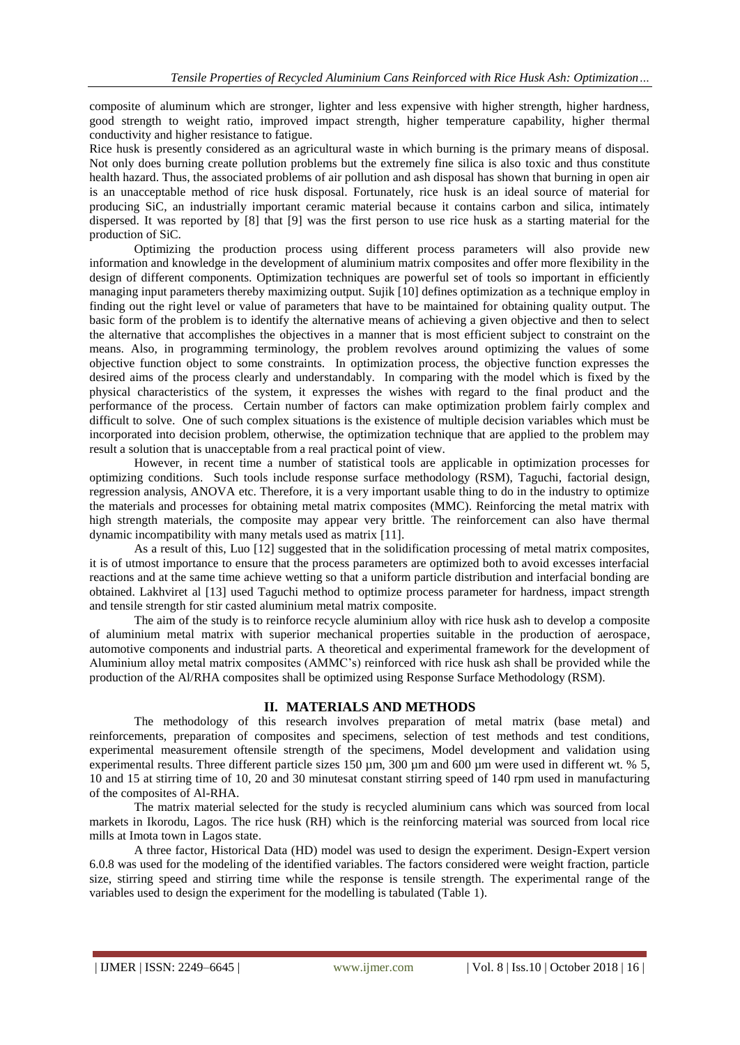composite of aluminum which are stronger, lighter and less expensive with higher strength, higher hardness, good strength to weight ratio, improved impact strength, higher temperature capability, higher thermal conductivity and higher resistance to fatigue.

Rice husk is presently considered as an agricultural waste in which burning is the primary means of disposal. Not only does burning create pollution problems but the extremely fine silica is also toxic and thus constitute health hazard. Thus, the associated problems of air pollution and ash disposal has shown that burning in open air is an unacceptable method of rice husk disposal. Fortunately, rice husk is an ideal source of material for producing SiC, an industrially important ceramic material because it contains carbon and silica, intimately dispersed. It was reported by [8] that [9] was the first person to use rice husk as a starting material for the production of SiC.

Optimizing the production process using different process parameters will also provide new information and knowledge in the development of aluminium matrix composites and offer more flexibility in the design of different components. Optimization techniques are powerful set of tools so important in efficiently managing input parameters thereby maximizing output. Sujik [10] defines optimization as a technique employ in finding out the right level or value of parameters that have to be maintained for obtaining quality output. The basic form of the problem is to identify the alternative means of achieving a given objective and then to select the alternative that accomplishes the objectives in a manner that is most efficient subject to constraint on the means. Also, in programming terminology, the problem revolves around optimizing the values of some objective function object to some constraints. In optimization process, the objective function expresses the desired aims of the process clearly and understandably. In comparing with the model which is fixed by the physical characteristics of the system, it expresses the wishes with regard to the final product and the performance of the process. Certain number of factors can make optimization problem fairly complex and difficult to solve. One of such complex situations is the existence of multiple decision variables which must be incorporated into decision problem, otherwise, the optimization technique that are applied to the problem may result a solution that is unacceptable from a real practical point of view.

However, in recent time a number of statistical tools are applicable in optimization processes for optimizing conditions. Such tools include response surface methodology (RSM), Taguchi, factorial design, regression analysis, ANOVA etc. Therefore, it is a very important usable thing to do in the industry to optimize the materials and processes for obtaining metal matrix composites (MMC). Reinforcing the metal matrix with high strength materials, the composite may appear very brittle. The reinforcement can also have thermal dynamic incompatibility with many metals used as matrix [11].

As a result of this, Luo [12] suggested that in the solidification processing of metal matrix composites, it is of utmost importance to ensure that the process parameters are optimized both to avoid excesses interfacial reactions and at the same time achieve wetting so that a uniform particle distribution and interfacial bonding are obtained. Lakhviret al [13] used Taguchi method to optimize process parameter for hardness, impact strength and tensile strength for stir casted aluminium metal matrix composite.

The aim of the study is to reinforce recycle aluminium alloy with rice husk ash to develop a composite of aluminium metal matrix with superior mechanical properties suitable in the production of aerospace, automotive components and industrial parts. A theoretical and experimental framework for the development of Aluminium alloy metal matrix composites (AMMC's) reinforced with rice husk ash shall be provided while the production of the Al/RHA composites shall be optimized using Response Surface Methodology (RSM).

## II. MATERIALS AND METHODS

The methodology of this research involves preparation of metal matrix (base metal) and reinforcements, preparation of composites and specimens, selection of test methods and test conditions, experimental measurement oftensile strength of the specimens, Model development and validation using experimental results. Three different particle sizes 150 µm, 300 µm and 600 µm were used in different wt. % 5, 10 and 15 at stirring time of 10, 20 and 30 minutesat constant stirring speed of 140 rpm used in manufacturing of the composites of Al-RHA.

The matrix material selected for the study is recycled aluminium cans which was sourced from local markets in Ikorodu, Lagos. The rice husk (RH) which is the reinforcing material was sourced from local rice mills at Imota town in Lagos state.

A three factor, Historical Data (HD) model was used to design the experiment. Design-Expert version 6.0.8 was used for the modeling of the identified variables. The factors considered were weight fraction, particle size, stirring speed and stirring time while the response is tensile strength. The experimental range of the variables used to design the experiment for the modelling is tabulated (Table 1).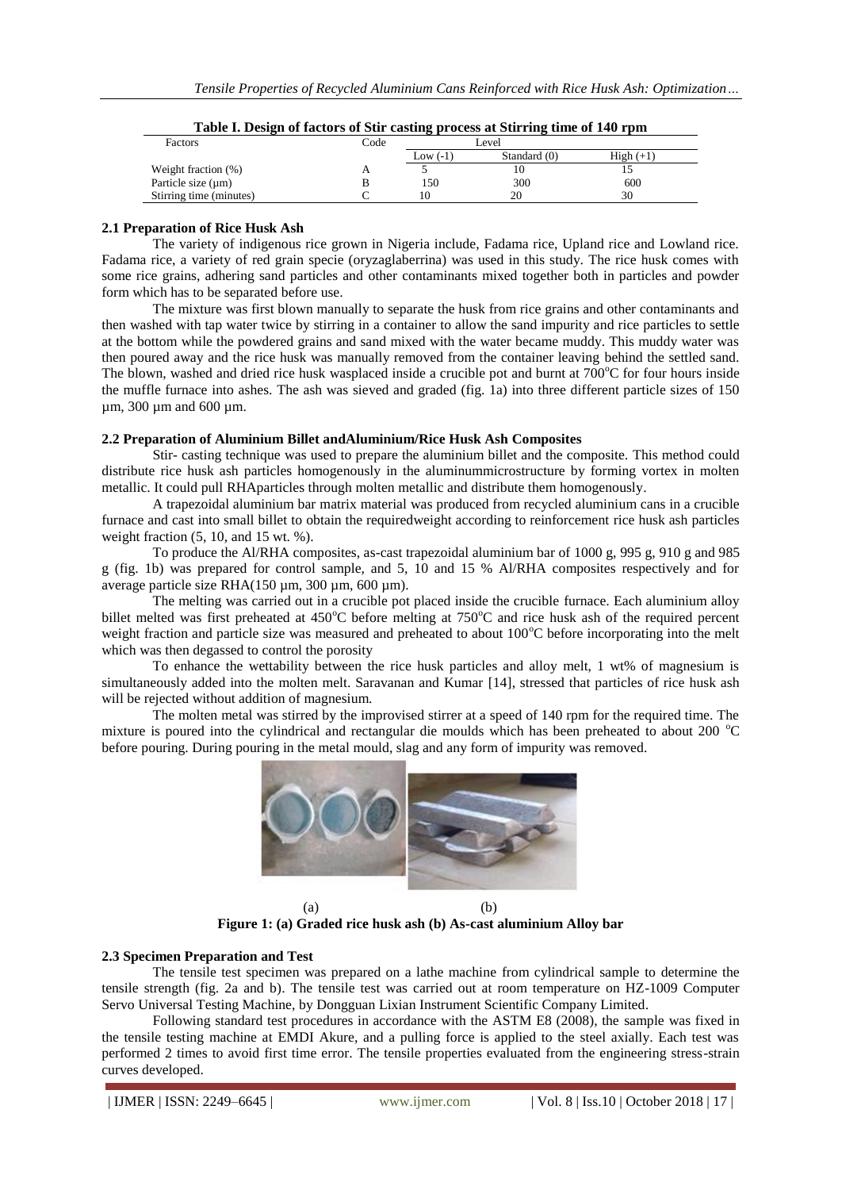**Table I. Design of factors of Stir casting process at Stirring time of 140 rpm**

| Factors | Code | Level | | |
|---|---|---|---|---|
| | | Low (-1) | Standard (0) | High (+1) |
| Weight fraction (%) | A | 5 | 10 | 15 |
| Particle size (µm) | B | 150 | 300 | 600 |
| Stirring time (minutes) | C | 10 | 20 | 30 |

### 2.1 Preparation of Rice Husk Ash

The variety of indigenous rice grown in Nigeria include, Fadama rice, Upland rice and Lowland rice. Fadama rice, a variety of red grain specie (oryzaglaberrina) was used in this study. The rice husk comes with some rice grains, adhering sand particles and other contaminants mixed together both in particles and powder form which has to be separated before use.

The mixture was first blown manually to separate the husk from rice grains and other contaminants and then washed with tap water twice by stirring in a container to allow the sand impurity and rice particles to settle at the bottom while the powdered grains and sand mixed with the water became muddy. This muddy water was then poured away and the rice husk was manually removed from the container leaving behind the settled sand. The blown, washed and dried rice husk wasplaced inside a crucible pot and burnt at 700°C for four hours inside the muffle furnace into ashes. The ash was sieved and graded (fig. 1a) into three different particle sizes of 150 µm, 300 µm and 600 µm.

### 2.2 Preparation of Aluminium Billet andAluminium/Rice Husk Ash Composites

Stir- casting technique was used to prepare the aluminium billet and the composite. This method could distribute rice husk ash particles homogenously in the aluminummicrostructure by forming vortex in molten metallic. It could pull RHAparticles through molten metallic and distribute them homogenously.

A trapezoidal aluminium bar matrix material was produced from recycled aluminium cans in a crucible furnace and cast into small billet to obtain the requiredweight according to reinforcement rice husk ash particles weight fraction (5, 10, and 15 wt. %).

To produce the Al/RHA composites, as-cast trapezoidal aluminium bar of 1000 g, 995 g, 910 g and 985 g (fig. 1b) was prepared for control sample, and 5, 10 and 15 % Al/RHA composites respectively and for average particle size RHA(150 µm, 300 µm, 600 µm).

The melting was carried out in a crucible pot placed inside the crucible furnace. Each aluminium alloy billet melted was first preheated at 450°C before melting at 750°C and rice husk ash of the required percent weight fraction and particle size was measured and preheated to about 100°C before incorporating into the melt which was then degassed to control the porosity

To enhance the wettability between the rice husk particles and alloy melt, 1 wt% of magnesium is simultaneously added into the molten melt. Saravanan and Kumar [14], stressed that particles of rice husk ash will be rejected without addition of magnesium.

The molten metal was stirred by the improvised stirrer at a speed of 140 rpm for the required time. The mixture is poured into the cylindrical and rectangular die moulds which has been preheated to about 200 °C before pouring. During pouring in the metal mould, slag and any form of impurity was removed.

(a) (b)

**Figure 1: (a) Graded rice husk ash (b) As-cast aluminium Alloy bar**

### 2.3 Specimen Preparation and Test

The tensile test specimen was prepared on a lathe machine from cylindrical sample to determine the tensile strength (fig. 2a and b). The tensile test was carried out at room temperature on HZ-1009 Computer Servo Universal Testing Machine, by Dongguan Lixian Instrument Scientific Company Limited.

Following standard test procedures in accordance with the ASTM E8 (2008), the sample was fixed in the tensile testing machine at EMDI Akure, and a pulling force is applied to the steel axially. Each test was performed 2 times to avoid first time error. The tensile properties evaluated from the engineering stress-strain curves developed.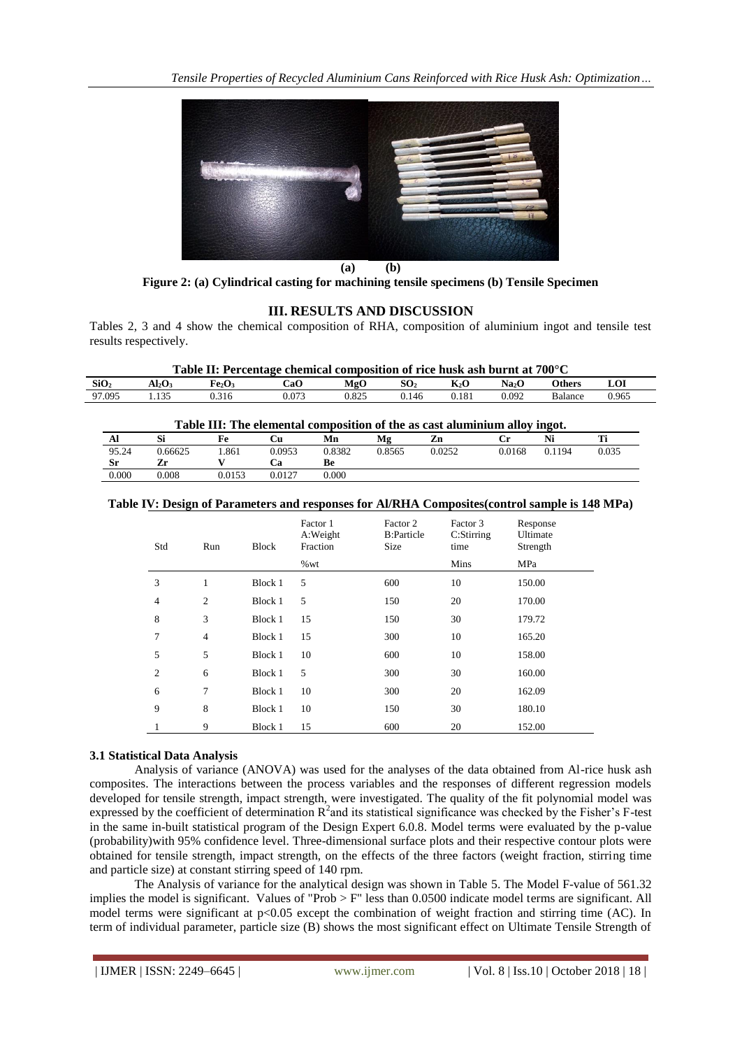**(a) (b)**

**Figure 2: (a) Cylindrical casting for machining tensile specimens (b) Tensile Specimen**

## III. RESULTS AND DISCUSSION

Tables 2, 3 and 4 show the chemical composition of RHA, composition of aluminium ingot and tensile test results respectively.

**Table II: Percentage chemical composition of rice husk ash burnt at 700°C**

| $SiO_2$ | $Al_2O_3$ | $Fe_2O_3$ | CaO | MgO | $SO_2$ | $K_2O$ | $Na_2O$ | Others | LOI |
|---|---|---|---|---|---|---|---|---|---|
| 97.095 | 1.135 | 0.316 | 0.073 | 0.825 | 0.146 | 0.181 | 0.092 | Balance | 0.965 |

**Table III: The elemental composition of the as cast aluminium alloy ingot.**

| Al | Si | Fe | Cu | Mn | Mg | Zn | Cr | Ni | Ti |
|---|---|---|---|---|---|---|---|---|---|
| 95.24 | 0.66625 | 1.861 | 0.0953 | 0.8382 | 0.8565 | 0.0252 | 0.0168 | 0.1194 | 0.035 |
| **Sr** | **Zr** | **V** | **Ca** | **Be** | | | | | |
| 0.000 | 0.008 | 0.0153 | 0.0127 | 0.000 | | | | | |

**Table IV: Design of Parameters and responses for Al/RHA Composites(control sample is 148 MPa)**

| Std | Run | Block | Factor 1 A:Weight Fraction %wt | Factor 2 B:Particle Size | Factor 3 C:Stirring time Mins | Response Ultimate Strength MPa |
|---|---|---|---|---|---|---|
| 3 | 1 | Block 1 | 5 | 600 | 10 | 150.00 |
| 4 | 2 | Block 1 | 5 | 150 | 20 | 170.00 |
| 8 | 3 | Block 1 | 15 | 150 | 30 | 179.72 |
| 7 | 4 | Block 1 | 15 | 300 | 10 | 165.20 |
| 5 | 5 | Block 1 | 10 | 600 | 10 | 158.00 |
| 2 | 6 | Block 1 | 5 | 300 | 30 | 160.00 |
| 6 | 7 | Block 1 | 10 | 300 | 20 | 162.09 |
| 9 | 8 | Block 1 | 10 | 150 | 30 | 180.10 |
| 1 | 9 | Block 1 | 15 | 600 | 20 | 152.00 |

### 3.1 Statistical Data Analysis

Analysis of variance (ANOVA) was used for the analyses of the data obtained from Al-rice husk ash composites. The interactions between the process variables and the responses of different regression models developed for tensile strength, impact strength, were investigated. The quality of the fit polynomial model was expressed by the coefficient of determination $R^2$and its statistical significance was checked by the Fisher's F-test in the same in-built statistical program of the Design Expert 6.0.8. Model terms were evaluated by the p-value (probability)with 95% confidence level. Three-dimensional surface plots and their respective contour plots were obtained for tensile strength, impact strength, on the effects of the three factors (weight fraction, stirring time and particle size) at constant stirring speed of 140 rpm.

The Analysis of variance for the analytical design was shown in Table 5. The Model F-value of 561.32 implies the model is significant. Values of "Prob > F" less than 0.0500 indicate model terms are significant. All model terms were significant at $p<0.05$ except the combination of weight fraction and stirring time (AC). In term of individual parameter, particle size (B) shows the most significant effect on Ultimate Tensile Strength of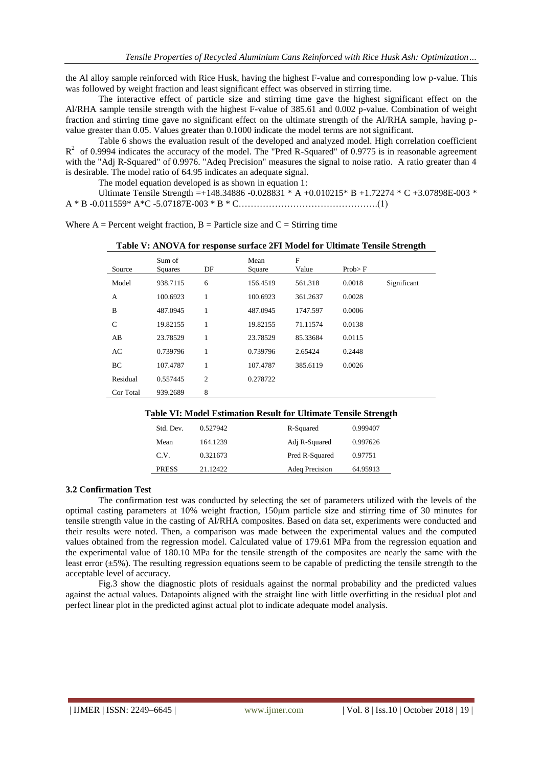the Al alloy sample reinforced with Rice Husk, having the highest F-value and corresponding low p-value. This was followed by weight fraction and least significant effect was observed in stirring time.

The interactive effect of particle size and stirring time gave the highest significant effect on the Al/RHA sample tensile strength with the highest F-value of 385.61 and 0.002 p-value. Combination of weight fraction and stirring time gave no significant effect on the ultimate strength of the Al/RHA sample, having p-value greater than 0.05. Values greater than 0.1000 indicate the model terms are not significant.

Table 6 shows the evaluation result of the developed and analyzed model. High correlation coefficient $R^2$ of 0.9994 indicates the accuracy of the model. The "Pred R-Squared" of 0.9775 is in reasonable agreement with the "Adj R-Squared" of 0.9976. "Adeq Precision" measures the signal to noise ratio. A ratio greater than 4 is desirable. The model ratio of 64.95 indicates an adequate signal.

The model equation developed is as shown in equation 1:

Ultimate Tensile Strength =+148.34886 -0.028831 * A +0.010215* B +1.72274 * C +3.07898E-003 * A * B -0.011559* A*C -5.07187E-003 * B * C……………………………………….(1)

Where A = Percent weight fraction, B = Particle size and C = Stirring time

**Table V: ANOVA for response surface 2FI Model for Ultimate Tensile Strength**

| Source | Sum of Squares | DF | Mean Square | F Value | Prob> F | |
|---|---|---|---|---|---|---|
| Model | 938.7115 | 6 | 156.4519 | 561.318 | 0.0018 | Significant |
| A | 100.6923 | 1 | 100.6923 | 361.2637 | 0.0028 | |
| B | 487.0945 | 1 | 487.0945 | 1747.597 | 0.0006 | |
| C | 19.82155 | 1 | 19.82155 | 71.11574 | 0.0138 | |
| AB | 23.78529 | 1 | 23.78529 | 85.33684 | 0.0115 | |
| AC | 0.739796 | 1 | 0.739796 | 2.65424 | 0.2448 | |
| BC | 107.4787 | 1 | 107.4787 | 385.6119 | 0.0026 | |
| Residual | 0.557445 | 2 | 0.278722 | | | |
| Cor Total | 939.2689 | 8 | | | | |

**Table VI: Model Estimation Result for Ultimate Tensile Strength**

| | | | |
|---|---|---|---|
| Std. Dev. | 0.527942 | R-Squared | 0.999407 |
| Mean | 164.1239 | Adj R-Squared | 0.997626 |
| C.V. | 0.321673 | Pred R-Squared | 0.97751 |
| PRESS | 21.12422 | Adeq Precision | 64.95913 |

### 3.2 Confirmation Test

The confirmation test was conducted by selecting the set of parameters utilized with the levels of the optimal casting parameters at 10% weight fraction, 150μm particle size and stirring time of 30 minutes for tensile strength value in the casting of Al/RHA composites. Based on data set, experiments were conducted and their results were noted. Then, a comparison was made between the experimental values and the computed values obtained from the regression model. Calculated value of 179.61 MPa from the regression equation and the experimental value of 180.10 MPa for the tensile strength of the composites are nearly the same with the least error (±5%). The resulting regression equations seem to be capable of predicting the tensile strength to the acceptable level of accuracy.

Fig.3 show the diagnostic plots of residuals against the normal probability and the predicted values against the actual values. Datapoints aligned with the straight line with little overfitting in the residual plot and perfect linear plot in the predicted aginst actual plot to indicate adequate model analysis.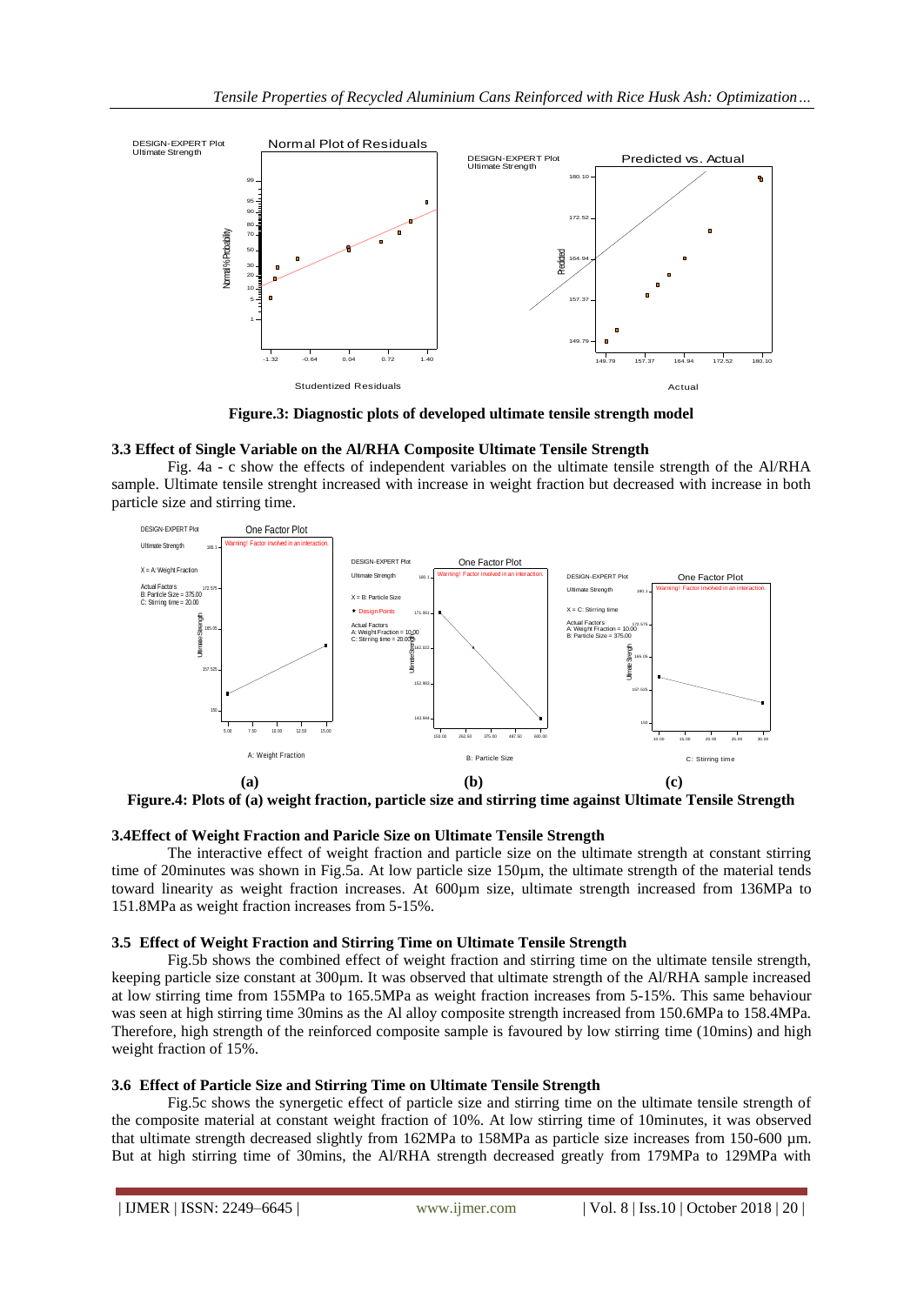**Figure.3: Diagnostic plots of developed ultimate tensile strength model**

### 3.3 Effect of Single Variable on the Al/RHA Composite Ultimate Tensile Strength

Fig. 4a - c show the effects of independent variables on the ultimate tensile strength of the Al/RHA sample. Ultimate tensile strenght increased with increase in weight fraction but decreased with increase in both particle size and stirring time.

(a) (b) (c)

**Figure.4: Plots of (a) weight fraction, particle size and stirring time against Ultimate Tensile Strength**

### 3.4Effect of Weight Fraction and Paricle Size on Ultimate Tensile Strength

The interactive effect of weight fraction and particle size on the ultimate strength at constant stirring time of 20minutes was shown in Fig.5a. At low particle size 150µm, the ultimate strength of the material tends toward linearity as weight fraction increases. At 600µm size, ultimate strength increased from 136MPa to 151.8MPa as weight fraction increases from 5-15%.

### 3.5 Effect of Weight Fraction and Stirring Time on Ultimate Tensile Strength

Fig.5b shows the combined effect of weight fraction and stirring time on the ultimate tensile strength, keeping particle size constant at 300µm. It was observed that ultimate strength of the Al/RHA sample increased at low stirring time from 155MPa to 165.5MPa as weight fraction increases from 5-15%. This same behaviour was seen at high stirring time 30mins as the Al alloy composite strength increased from 150.6MPa to 158.4MPa. Therefore, high strength of the reinforced composite sample is favoured by low stirring time (10mins) and high weight fraction of 15%.

### 3.6 Effect of Particle Size and Stirring Time on Ultimate Tensile Strength

Fig.5c shows the synergetic effect of particle size and stirring time on the ultimate tensile strength of the composite material at constant weight fraction of 10%. At low stirring time of 10minutes, it was observed that ultimate strength decreased slightly from 162MPa to 158MPa as particle size increases from 150-600 µm. But at high stirring time of 30mins, the Al/RHA strength decreased greatly from 179MPa to 129MPa with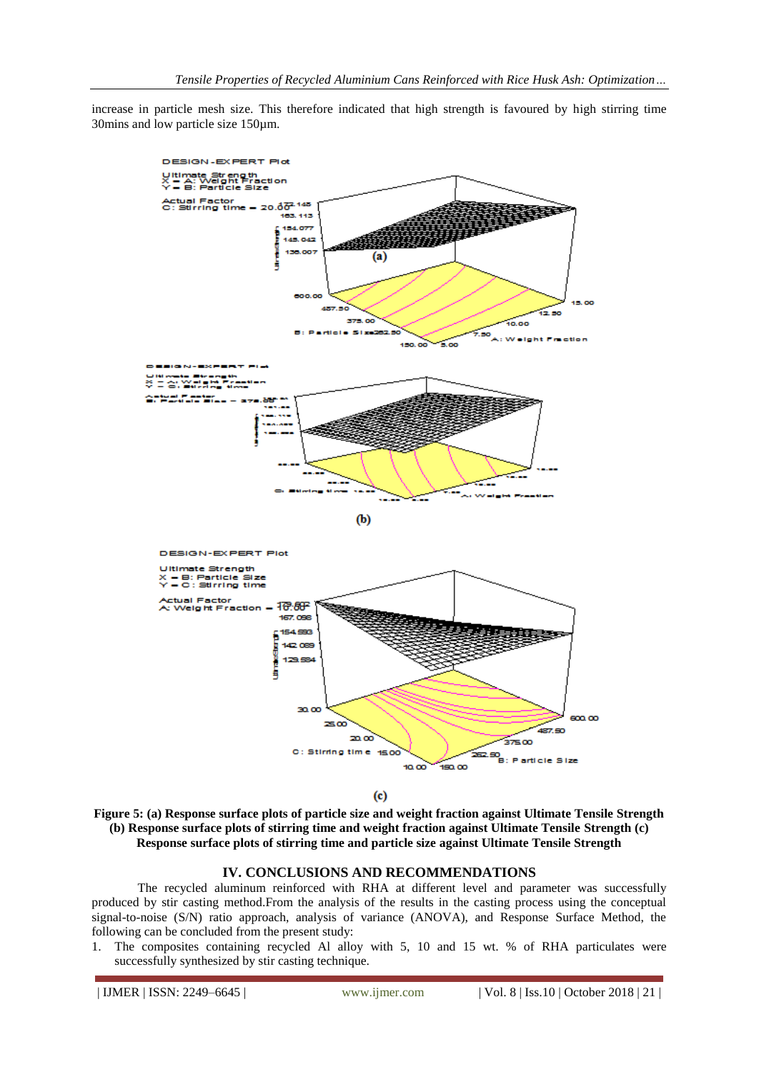increase in particle mesh size. This therefore indicated that high strength is favoured by high stirring time 30mins and low particle size 150μm.

**Figure 5: (a) Response surface plots of particle size and weight fraction against Ultimate Tensile Strength (b) Response surface plots of stirring time and weight fraction against Ultimate Tensile Strength (c) Response surface plots of stirring time and particle size against Ultimate Tensile Strength**

## IV. CONCLUSIONS AND RECOMMENDATIONS

The recycled aluminum reinforced with RHA at different level and parameter was successfully produced by stir casting method.From the analysis of the results in the casting process using the conceptual signal-to-noise (S/N) ratio approach, analysis of variance (ANOVA), and Response Surface Method, the following can be concluded from the present study:

1. The composites containing recycled Al alloy with 5, 10 and 15 wt. % of RHA particulates were successfully synthesized by stir casting technique.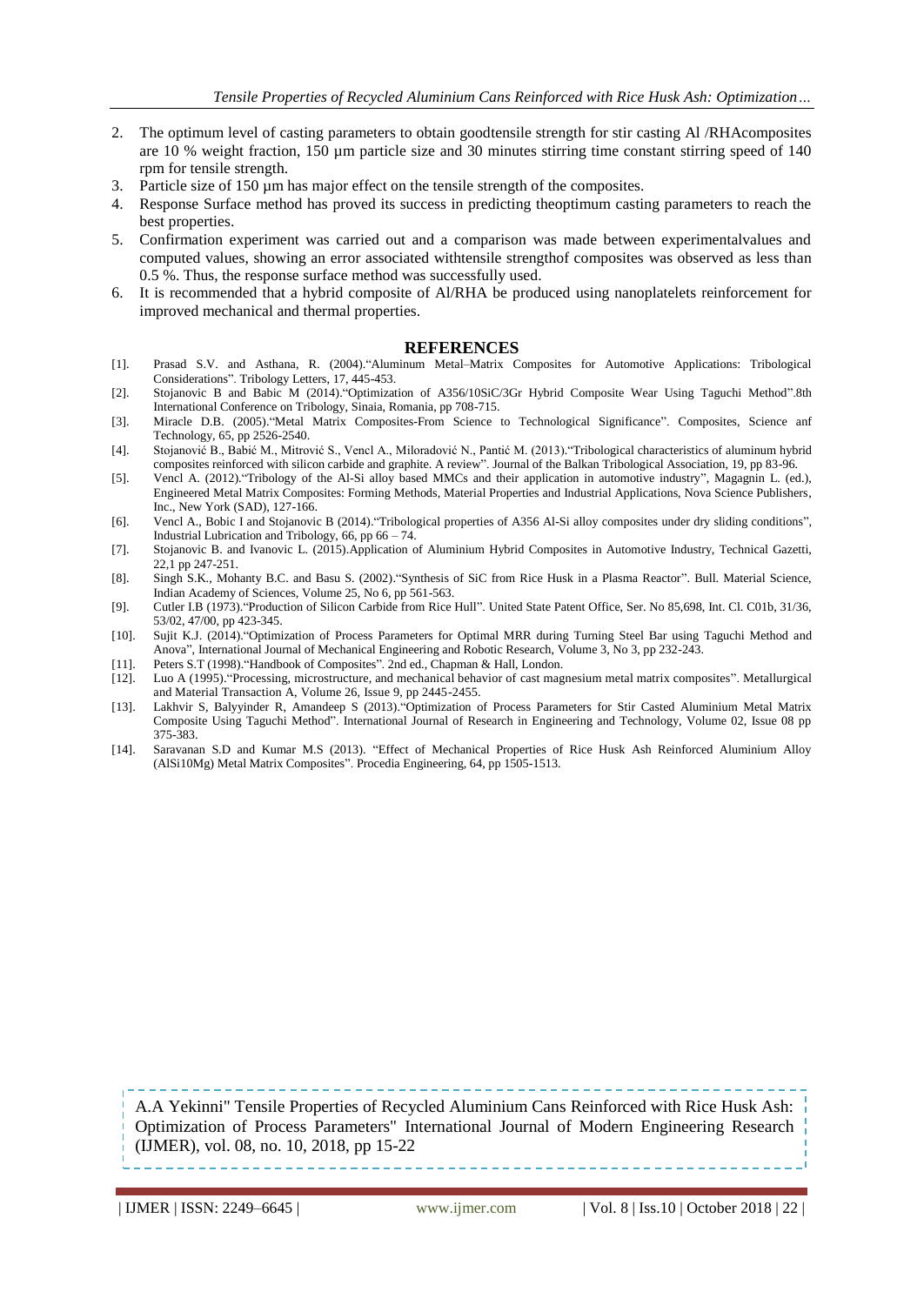2. The optimum level of casting parameters to obtain goodtensile strength for stir casting Al /RHAcomposites are 10 % weight fraction, 150 µm particle size and 30 minutes stirring time constant stirring speed of 140 rpm for tensile strength.
3. Particle size of 150 µm has major effect on the tensile strength of the composites.
4. Response Surface method has proved its success in predicting theoptimum casting parameters to reach the best properties.
5. Confirmation experiment was carried out and a comparison was made between experimentalvalues and computed values, showing an error associated withtensile strengthof composites was observed as less than 0.5 %. Thus, the response surface method was successfully used.
6. It is recommended that a hybrid composite of Al/RHA be produced using nanoplatelets reinforcement for improved mechanical and thermal properties.

## REFERENCES

[1]. Prasad S.V. and Asthana, R. (2004)."Aluminum Metal–Matrix Composites for Automotive Applications: Tribological Considerations". Tribology Letters, 17, 445-453.

[2]. Stojanovic B and Babic M (2014)."Optimization of A356/10SiC/3Gr Hybrid Composite Wear Using Taguchi Method".8th International Conference on Tribology, Sinaia, Romania, pp 708-715.

[3]. Miracle D.B. (2005)."Metal Matrix Composites-From Science to Technological Significance". Composites, Science anf Technology, 65, pp 2526-2540.

[4]. Stojanović B., Babić M., Mitrović S., Vencl A., Miloradović N., Pantić M. (2013)."Tribological characteristics of aluminum hybrid composites reinforced with silicon carbide and graphite. A review". Journal of the Balkan Tribological Association, 19, pp 83-96.

[5]. Vencl A. (2012)."Tribology of the Al-Si alloy based MMCs and their application in automotive industry", Magagnin L. (ed.), Engineered Metal Matrix Composites: Forming Methods, Material Properties and Industrial Applications, Nova Science Publishers, Inc., New York (SAD), 127-166.

[6]. Vencl A., Bobic I and Stojanovic B (2014)."Tribological properties of A356 Al-Si alloy composites under dry sliding conditions", Industrial Lubrication and Tribology, 66, pp 66 – 74.

[7]. Stojanovic B. and Ivanovic L. (2015).Application of Aluminium Hybrid Composites in Automotive Industry, Technical Gazetti, 22,1 pp 247-251.

[8]. Singh S.K., Mohanty B.C. and Basu S. (2002)."Synthesis of SiC from Rice Husk in a Plasma Reactor". Bull. Material Science, Indian Academy of Sciences, Volume 25, No 6, pp 561-563.

[9]. Cutler I.B (1973)."Production of Silicon Carbide from Rice Hull". United State Patent Office, Ser. No 85,698, Int. Cl. C01b, 31/36, 53/02, 47/00, pp 423-345.

[10]. Sujit K.J. (2014)."Optimization of Process Parameters for Optimal MRR during Turning Steel Bar using Taguchi Method and Anova", International Journal of Mechanical Engineering and Robotic Research, Volume 3, No 3, pp 232-243.

[11]. Peters S.T (1998)."Handbook of Composites". 2nd ed., Chapman & Hall, London.

[12]. Luo A (1995)."Processing, microstructure, and mechanical behavior of cast magnesium metal matrix composites". Metallurgical and Material Transaction A, Volume 26, Issue 9, pp 2445-2455.

[13]. Lakhvir S, Balyyinder R, Amandeep S (2013)."Optimization of Process Parameters for Stir Casted Aluminium Metal Matrix Composite Using Taguchi Method". International Journal of Research in Engineering and Technology, Volume 02, Issue 08 pp 375-383.

[14]. Saravanan S.D and Kumar M.S (2013). "Effect of Mechanical Properties of Rice Husk Ash Reinforced Aluminium Alloy (AlSi10Mg) Metal Matrix Composites". Procedia Engineering, 64, pp 1505-1513.

A.A Yekinni" Tensile Properties of Recycled Aluminium Cans Reinforced with Rice Husk Ash: Optimization of Process Parameters" International Journal of Modern Engineering Research (IJMER), vol. 08, no. 10, 2018, pp 15-22